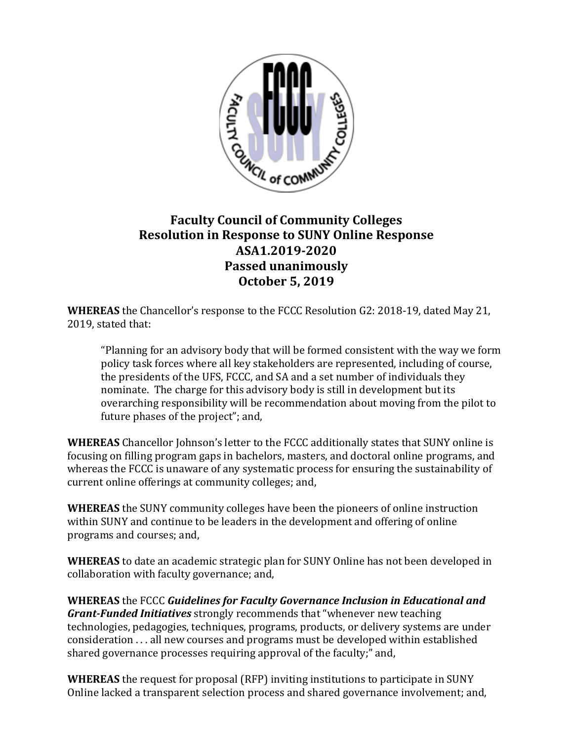# Faculty Council of Community Colleges
## Resolution in Response to SUNY Online Response
## ASA1.2019-2020
## Passed unanimously
## October 5, 2019

**WHEREAS** the Chancellor's response to the FCCC Resolution G2: 2018-19, dated May 21, 2019, stated that:

> "Planning for an advisory body that will be formed consistent with the way we form policy task forces where all key stakeholders are represented, including of course, the presidents of the UFS, FCCC, and SA and a set number of individuals they nominate. The charge for this advisory body is still in development but its overarching responsibility will be recommendation about moving from the pilot to future phases of the project"; and,

**WHEREAS** Chancellor Johnson's letter to the FCCC additionally states that SUNY online is focusing on filling program gaps in bachelors, masters, and doctoral online programs, and whereas the FCCC is unaware of any systematic process for ensuring the sustainability of current online offerings at community colleges; and,

**WHEREAS** the SUNY community colleges have been the pioneers of online instruction within SUNY and continue to be leaders in the development and offering of online programs and courses; and,

**WHEREAS** to date an academic strategic plan for SUNY Online has not been developed in collaboration with faculty governance; and,

**WHEREAS** the FCCC ***Guidelines for Faculty Governance Inclusion in Educational and Grant-Funded Initiatives*** strongly recommends that "whenever new teaching technologies, pedagogies, techniques, programs, products, or delivery systems are under consideration . . . all new courses and programs must be developed within established shared governance processes requiring approval of the faculty;" and,

**WHEREAS** the request for proposal (RFP) inviting institutions to participate in SUNY Online lacked a transparent selection process and shared governance involvement; and,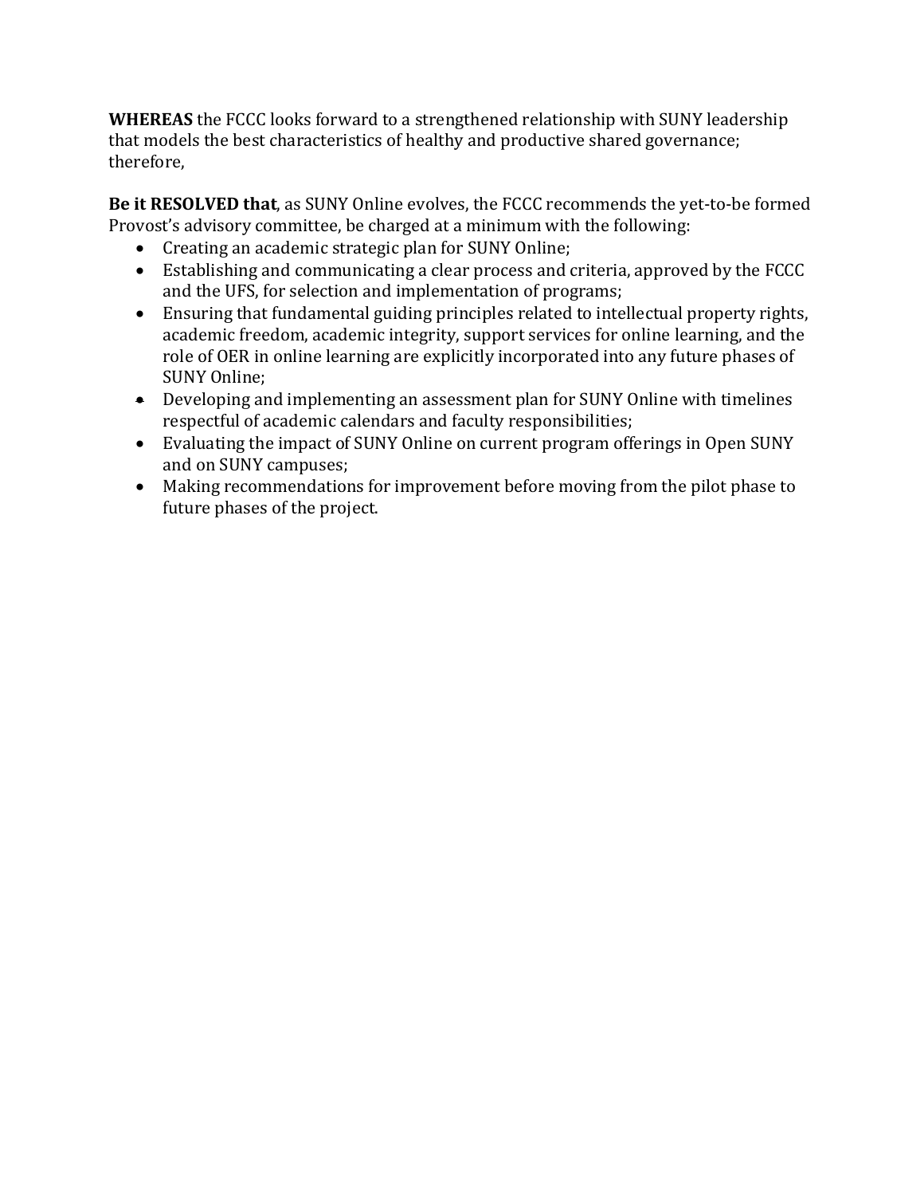**WHEREAS** the FCCC looks forward to a strengthened relationship with SUNY leadership that models the best characteristics of healthy and productive shared governance; therefore,

**Be it RESOLVED that**, as SUNY Online evolves, the FCCC recommends the yet-to-be formed Provost's advisory committee, be charged at a minimum with the following:

- Creating an academic strategic plan for SUNY Online;
- Establishing and communicating a clear process and criteria, approved by the FCCC and the UFS, for selection and implementation of programs;
- Ensuring that fundamental guiding principles related to intellectual property rights, academic freedom, academic integrity, support services for online learning, and the role of OER in online learning are explicitly incorporated into any future phases of SUNY Online;
- Developing and implementing an assessment plan for SUNY Online with timelines respectful of academic calendars and faculty responsibilities;
- Evaluating the impact of SUNY Online on current program offerings in Open SUNY and on SUNY campuses;
- Making recommendations for improvement before moving from the pilot phase to future phases of the project.